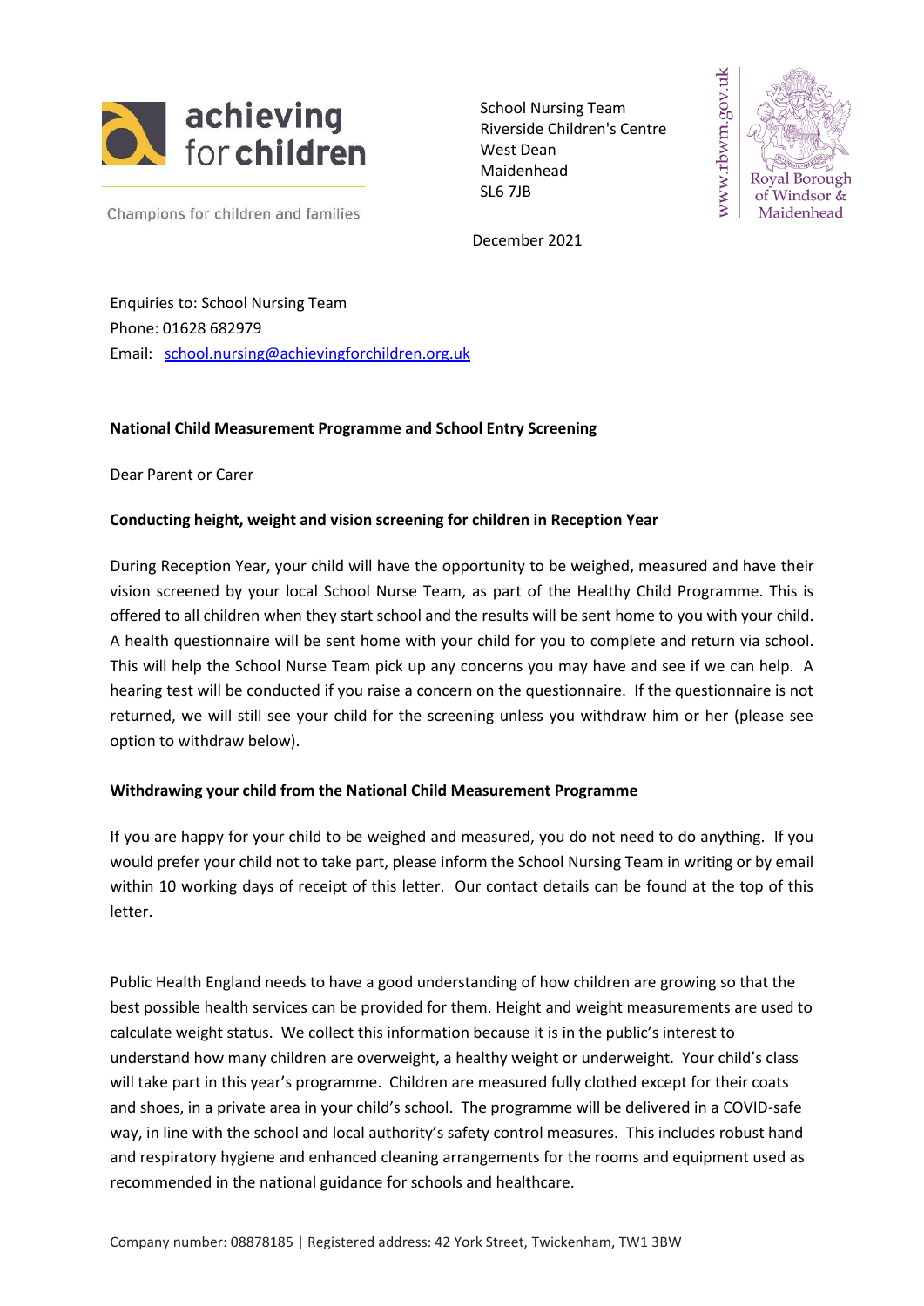achieving for children

Champions for children and families

School Nursing Team
Riverside Children's Centre
West Dean
Maidenhead
SL6 7JB

www.rbwm.gov.uk

Royal Borough of Windsor & Maidenhead

December 2021

Enquiries to: School Nursing Team
Phone: 01628 682979
Email: school.nursing@achievingforchildren.org.uk

**National Child Measurement Programme and School Entry Screening**

Dear Parent or Carer

**Conducting height, weight and vision screening for children in Reception Year**

During Reception Year, your child will have the opportunity to be weighed, measured and have their vision screened by your local School Nurse Team, as part of the Healthy Child Programme. This is offered to all children when they start school and the results will be sent home to you with your child. A health questionnaire will be sent home with your child for you to complete and return via school. This will help the School Nurse Team pick up any concerns you may have and see if we can help. A hearing test will be conducted if you raise a concern on the questionnaire. If the questionnaire is not returned, we will still see your child for the screening unless you withdraw him or her (please see option to withdraw below).

**Withdrawing your child from the National Child Measurement Programme**

If you are happy for your child to be weighed and measured, you do not need to do anything. If you would prefer your child not to take part, please inform the School Nursing Team in writing or by email within 10 working days of receipt of this letter. Our contact details can be found at the top of this letter.

Public Health England needs to have a good understanding of how children are growing so that the best possible health services can be provided for them. Height and weight measurements are used to calculate weight status. We collect this information because it is in the public's interest to understand how many children are overweight, a healthy weight or underweight. Your child's class will take part in this year's programme. Children are measured fully clothed except for their coats and shoes, in a private area in your child's school. The programme will be delivered in a COVID-safe way, in line with the school and local authority's safety control measures. This includes robust hand and respiratory hygiene and enhanced cleaning arrangements for the rooms and equipment used as recommended in the national guidance for schools and healthcare.

Company number: 08878185 | Registered address: 42 York Street, Twickenham, TW1 3BW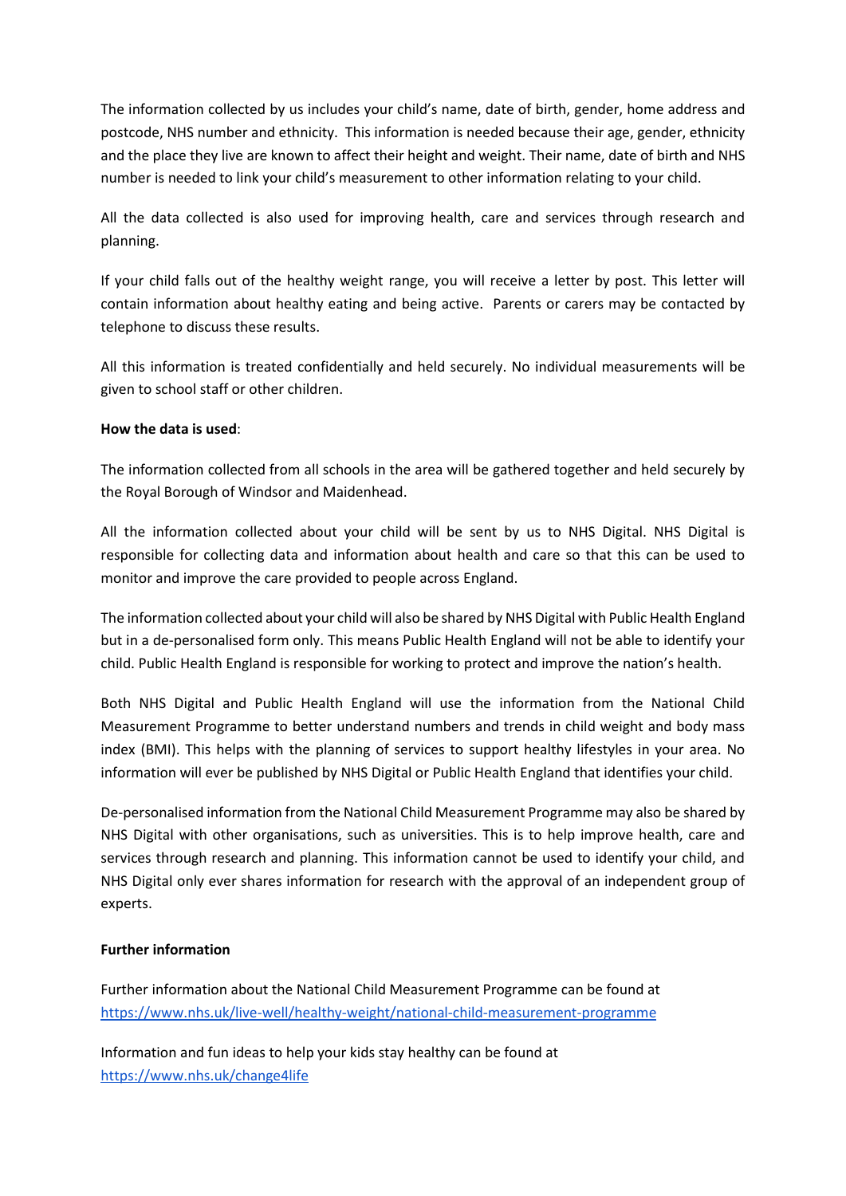The information collected by us includes your child's name, date of birth, gender, home address and postcode, NHS number and ethnicity. This information is needed because their age, gender, ethnicity and the place they live are known to affect their height and weight. Their name, date of birth and NHS number is needed to link your child's measurement to other information relating to your child.

All the data collected is also used for improving health, care and services through research and planning.

If your child falls out of the healthy weight range, you will receive a letter by post. This letter will contain information about healthy eating and being active. Parents or carers may be contacted by telephone to discuss these results.

All this information is treated confidentially and held securely. No individual measurements will be given to school staff or other children.

**How the data is used**:

The information collected from all schools in the area will be gathered together and held securely by the Royal Borough of Windsor and Maidenhead.

All the information collected about your child will be sent by us to NHS Digital. NHS Digital is responsible for collecting data and information about health and care so that this can be used to monitor and improve the care provided to people across England.

The information collected about your child will also be shared by NHS Digital with Public Health England but in a de-personalised form only. This means Public Health England will not be able to identify your child. Public Health England is responsible for working to protect and improve the nation's health.

Both NHS Digital and Public Health England will use the information from the National Child Measurement Programme to better understand numbers and trends in child weight and body mass index (BMI). This helps with the planning of services to support healthy lifestyles in your area. No information will ever be published by NHS Digital or Public Health England that identifies your child.

De-personalised information from the National Child Measurement Programme may also be shared by NHS Digital with other organisations, such as universities. This is to help improve health, care and services through research and planning. This information cannot be used to identify your child, and NHS Digital only ever shares information for research with the approval of an independent group of experts.

**Further information**

Further information about the National Child Measurement Programme can be found at
https://www.nhs.uk/live-well/healthy-weight/national-child-measurement-programme

Information and fun ideas to help your kids stay healthy can be found at
https://www.nhs.uk/change4life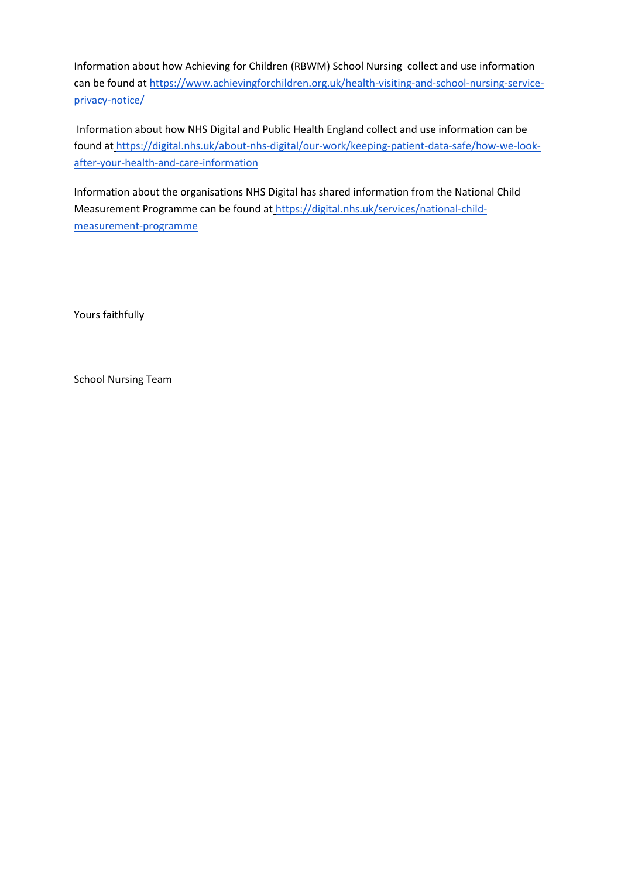Information about how Achieving for Children (RBWM) School Nursing collect and use information can be found at [https://www.achievingforchildren.org.uk/health-visiting-and-school-nursing-service-privacy-notice/](https://www.achievingforchildren.org.uk/health-visiting-and-school-nursing-service-privacy-notice/)

Information about how NHS Digital and Public Health England collect and use information can be found at [https://digital.nhs.uk/about-nhs-digital/our-work/keeping-patient-data-safe/how-we-look-after-your-health-and-care-information](https://digital.nhs.uk/about-nhs-digital/our-work/keeping-patient-data-safe/how-we-look-after-your-health-and-care-information)

Information about the organisations NHS Digital has shared information from the National Child Measurement Programme can be found at [https://digital.nhs.uk/services/national-child-measurement-programme](https://digital.nhs.uk/services/national-child-measurement-programme)

Yours faithfully

School Nursing Team